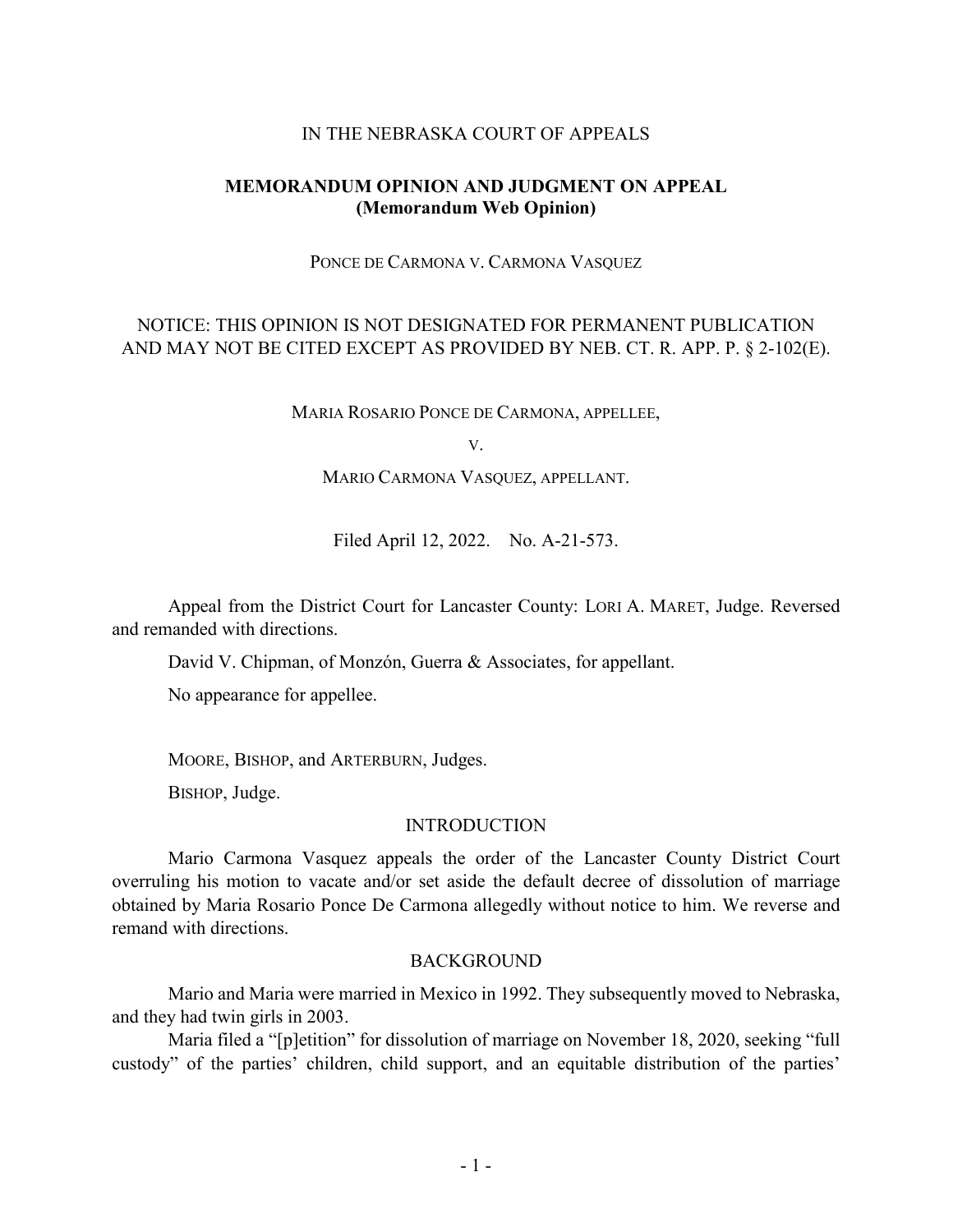IN THE NEBRASKA COURT OF APPEALS

**MEMORANDUM OPINION AND JUDGMENT ON APPEAL**
**(Memorandum Web Opinion)**

PONCE DE CARMONA V. CARMONA VASQUEZ

NOTICE: THIS OPINION IS NOT DESIGNATED FOR PERMANENT PUBLICATION AND MAY NOT BE CITED EXCEPT AS PROVIDED BY NEB. CT. R. APP. P. § 2-102(E).

MARIA ROSARIO PONCE DE CARMONA, APPELLEE,

V.

MARIO CARMONA VASQUEZ, APPELLANT.

Filed April 12, 2022. No. A-21-573.

Appeal from the District Court for Lancaster County: LORI A. MARET, Judge. Reversed and remanded with directions.

David V. Chipman, of Monzón, Guerra & Associates, for appellant.

No appearance for appellee.

MOORE, BISHOP, and ARTERBURN, Judges.

BISHOP, Judge.

## INTRODUCTION

Mario Carmona Vasquez appeals the order of the Lancaster County District Court overruling his motion to vacate and/or set aside the default decree of dissolution of marriage obtained by Maria Rosario Ponce De Carmona allegedly without notice to him. We reverse and remand with directions.

## BACKGROUND

Mario and Maria were married in Mexico in 1992. They subsequently moved to Nebraska, and they had twin girls in 2003.

Maria filed a "[p]etition" for dissolution of marriage on November 18, 2020, seeking "full custody" of the parties' children, child support, and an equitable distribution of the parties'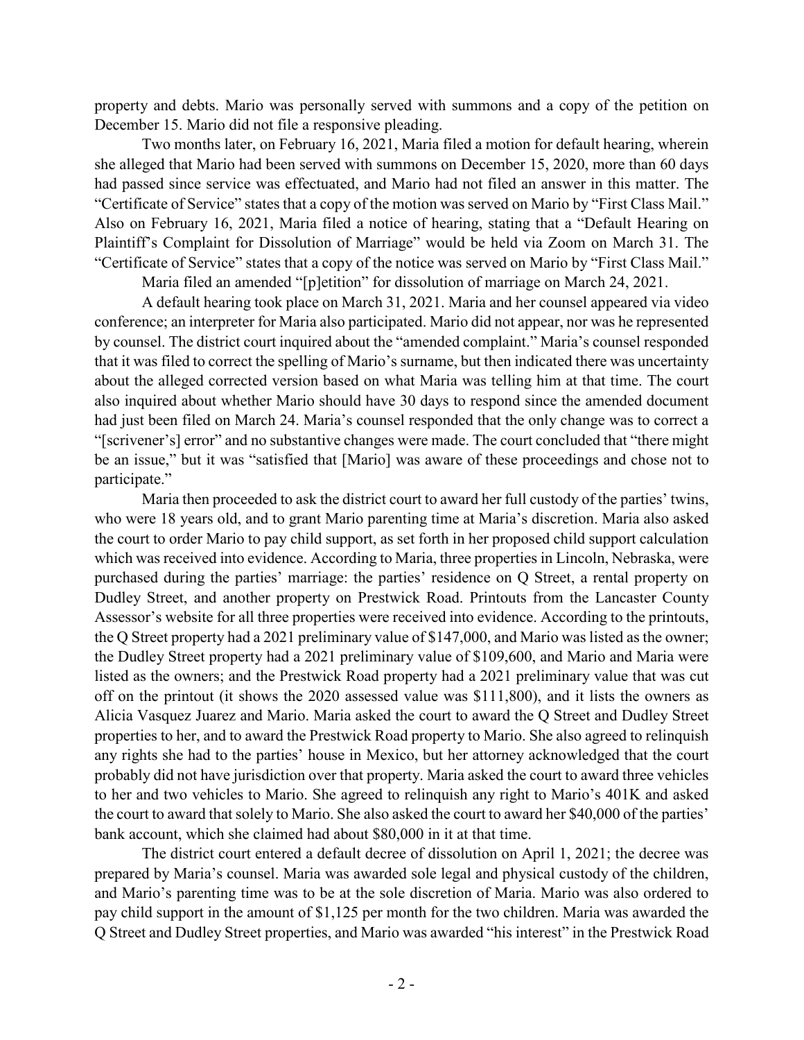property and debts. Mario was personally served with summons and a copy of the petition on December 15. Mario did not file a responsive pleading.

Two months later, on February 16, 2021, Maria filed a motion for default hearing, wherein she alleged that Mario had been served with summons on December 15, 2020, more than 60 days had passed since service was effectuated, and Mario had not filed an answer in this matter. The "Certificate of Service" states that a copy of the motion was served on Mario by "First Class Mail." Also on February 16, 2021, Maria filed a notice of hearing, stating that a "Default Hearing on Plaintiff's Complaint for Dissolution of Marriage" would be held via Zoom on March 31. The "Certificate of Service" states that a copy of the notice was served on Mario by "First Class Mail."

Maria filed an amended "[p]etition" for dissolution of marriage on March 24, 2021.

A default hearing took place on March 31, 2021. Maria and her counsel appeared via video conference; an interpreter for Maria also participated. Mario did not appear, nor was he represented by counsel. The district court inquired about the "amended complaint." Maria's counsel responded that it was filed to correct the spelling of Mario's surname, but then indicated there was uncertainty about the alleged corrected version based on what Maria was telling him at that time. The court also inquired about whether Mario should have 30 days to respond since the amended document had just been filed on March 24. Maria's counsel responded that the only change was to correct a "[scrivener's] error" and no substantive changes were made. The court concluded that "there might be an issue," but it was "satisfied that [Mario] was aware of these proceedings and chose not to participate."

Maria then proceeded to ask the district court to award her full custody of the parties' twins, who were 18 years old, and to grant Mario parenting time at Maria's discretion. Maria also asked the court to order Mario to pay child support, as set forth in her proposed child support calculation which was received into evidence. According to Maria, three properties in Lincoln, Nebraska, were purchased during the parties' marriage: the parties' residence on Q Street, a rental property on Dudley Street, and another property on Prestwick Road. Printouts from the Lancaster County Assessor's website for all three properties were received into evidence. According to the printouts, the Q Street property had a 2021 preliminary value of $147,000, and Mario was listed as the owner; the Dudley Street property had a 2021 preliminary value of $109,600, and Mario and Maria were listed as the owners; and the Prestwick Road property had a 2021 preliminary value that was cut off on the printout (it shows the 2020 assessed value was $111,800), and it lists the owners as Alicia Vasquez Juarez and Mario. Maria asked the court to award the Q Street and Dudley Street properties to her, and to award the Prestwick Road property to Mario. She also agreed to relinquish any rights she had to the parties' house in Mexico, but her attorney acknowledged that the court probably did not have jurisdiction over that property. Maria asked the court to award three vehicles to her and two vehicles to Mario. She agreed to relinquish any right to Mario's 401K and asked the court to award that solely to Mario. She also asked the court to award her $40,000 of the parties' bank account, which she claimed had about $80,000 in it at that time.

The district court entered a default decree of dissolution on April 1, 2021; the decree was prepared by Maria's counsel. Maria was awarded sole legal and physical custody of the children, and Mario's parenting time was to be at the sole discretion of Maria. Mario was also ordered to pay child support in the amount of $1,125 per month for the two children. Maria was awarded the Q Street and Dudley Street properties, and Mario was awarded "his interest" in the Prestwick Road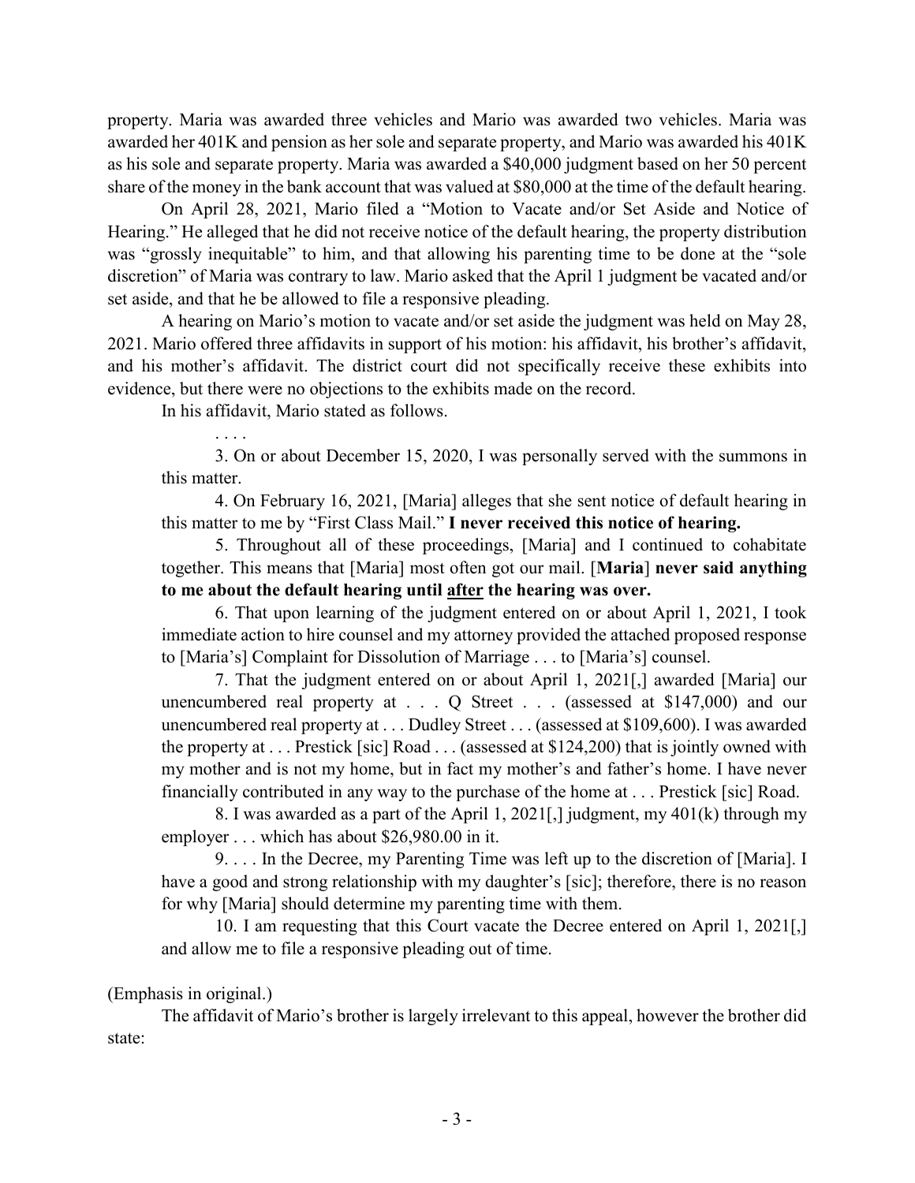property. Maria was awarded three vehicles and Mario was awarded two vehicles. Maria was awarded her 401K and pension as her sole and separate property, and Mario was awarded his 401K as his sole and separate property. Maria was awarded a $40,000 judgment based on her 50 percent share of the money in the bank account that was valued at $80,000 at the time of the default hearing.

On April 28, 2021, Mario filed a "Motion to Vacate and/or Set Aside and Notice of Hearing." He alleged that he did not receive notice of the default hearing, the property distribution was "grossly inequitable" to him, and that allowing his parenting time to be done at the "sole discretion" of Maria was contrary to law. Mario asked that the April 1 judgment be vacated and/or set aside, and that he be allowed to file a responsive pleading.

A hearing on Mario's motion to vacate and/or set aside the judgment was held on May 28, 2021. Mario offered three affidavits in support of his motion: his affidavit, his brother's affidavit, and his mother's affidavit. The district court did not specifically receive these exhibits into evidence, but there were no objections to the exhibits made on the record.

In his affidavit, Mario stated as follows.

> . . . .
>
> 3. On or about December 15, 2020, I was personally served with the summons in this matter.
>
> 4. On February 16, 2021, [Maria] alleges that she sent notice of default hearing in this matter to me by "First Class Mail." **I never received this notice of hearing.**
>
> 5. Throughout all of these proceedings, [Maria] and I continued to cohabitate together. This means that [Maria] most often got our mail. [**Maria**] **never said anything to me about the default hearing until <u>after</u> the hearing was over.**
>
> 6. That upon learning of the judgment entered on or about April 1, 2021, I took immediate action to hire counsel and my attorney provided the attached proposed response to [Maria's] Complaint for Dissolution of Marriage . . . to [Maria's] counsel.
>
> 7. That the judgment entered on or about April 1, 2021[,] awarded [Maria] our unencumbered real property at . . . Q Street . . . (assessed at $147,000) and our unencumbered real property at . . . Dudley Street . . . (assessed at $109,600). I was awarded the property at . . . Prestick [sic] Road . . . (assessed at $124,200) that is jointly owned with my mother and is not my home, but in fact my mother's and father's home. I have never financially contributed in any way to the purchase of the home at . . . Prestick [sic] Road.
>
> 8. I was awarded as a part of the April 1, 2021[,] judgment, my 401(k) through my employer . . . which has about $26,980.00 in it.
>
> 9. . . . In the Decree, my Parenting Time was left up to the discretion of [Maria]. I have a good and strong relationship with my daughter's [sic]; therefore, there is no reason for why [Maria] should determine my parenting time with them.
>
> 10. I am requesting that this Court vacate the Decree entered on April 1, 2021[,] and allow me to file a responsive pleading out of time.

(Emphasis in original.)

The affidavit of Mario's brother is largely irrelevant to this appeal, however the brother did state: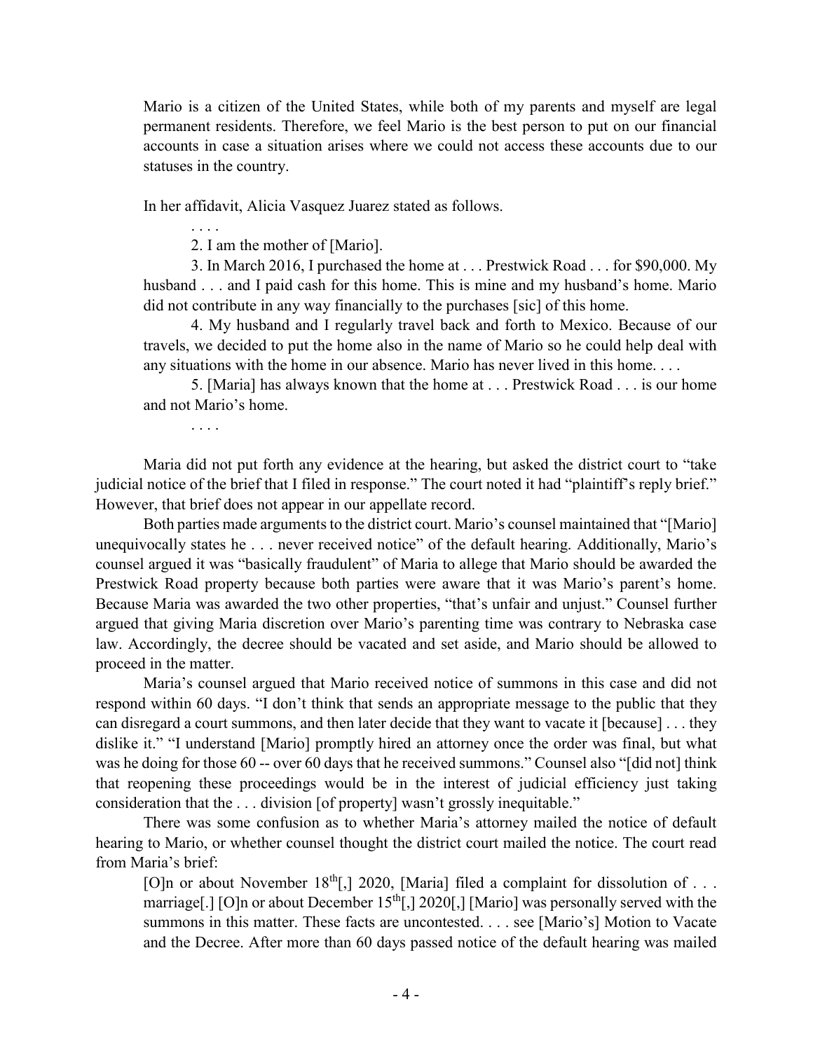> Mario is a citizen of the United States, while both of my parents and myself are legal permanent residents. Therefore, we feel Mario is the best person to put on our financial accounts in case a situation arises where we could not access these accounts due to our statuses in the country.

In her affidavit, Alicia Vasquez Juarez stated as follows.

> . . . .
>
> 2. I am the mother of [Mario].
>
> 3. In March 2016, I purchased the home at . . . Prestwick Road . . . for $90,000. My husband . . . and I paid cash for this home. This is mine and my husband's home. Mario did not contribute in any way financially to the purchases [sic] of this home.
>
> 4. My husband and I regularly travel back and forth to Mexico. Because of our travels, we decided to put the home also in the name of Mario so he could help deal with any situations with the home in our absence. Mario has never lived in this home. . . .
>
> 5. [Maria] has always known that the home at . . . Prestwick Road . . . is our home and not Mario's home.
>
> . . . .

Maria did not put forth any evidence at the hearing, but asked the district court to "take judicial notice of the brief that I filed in response." The court noted it had "plaintiff's reply brief." However, that brief does not appear in our appellate record.

Both parties made arguments to the district court. Mario's counsel maintained that "[Mario] unequivocally states he . . . never received notice" of the default hearing. Additionally, Mario's counsel argued it was "basically fraudulent" of Maria to allege that Mario should be awarded the Prestwick Road property because both parties were aware that it was Mario's parent's home. Because Maria was awarded the two other properties, "that's unfair and unjust." Counsel further argued that giving Maria discretion over Mario's parenting time was contrary to Nebraska case law. Accordingly, the decree should be vacated and set aside, and Mario should be allowed to proceed in the matter.

Maria's counsel argued that Mario received notice of summons in this case and did not respond within 60 days. "I don't think that sends an appropriate message to the public that they can disregard a court summons, and then later decide that they want to vacate it [because] . . . they dislike it." "I understand [Mario] promptly hired an attorney once the order was final, but what was he doing for those 60 -- over 60 days that he received summons." Counsel also "[did not] think that reopening these proceedings would be in the interest of judicial efficiency just taking consideration that the . . . division [of property] wasn't grossly inequitable."

There was some confusion as to whether Maria's attorney mailed the notice of default hearing to Mario, or whether counsel thought the district court mailed the notice. The court read from Maria's brief:

> [O]n or about November 18th[,] 2020, [Maria] filed a complaint for dissolution of . . . marriage[.] [O]n or about December 15th[,] 2020[,] [Mario] was personally served with the summons in this matter. These facts are uncontested. . . . see [Mario's] Motion to Vacate and the Decree. After more than 60 days passed notice of the default hearing was mailed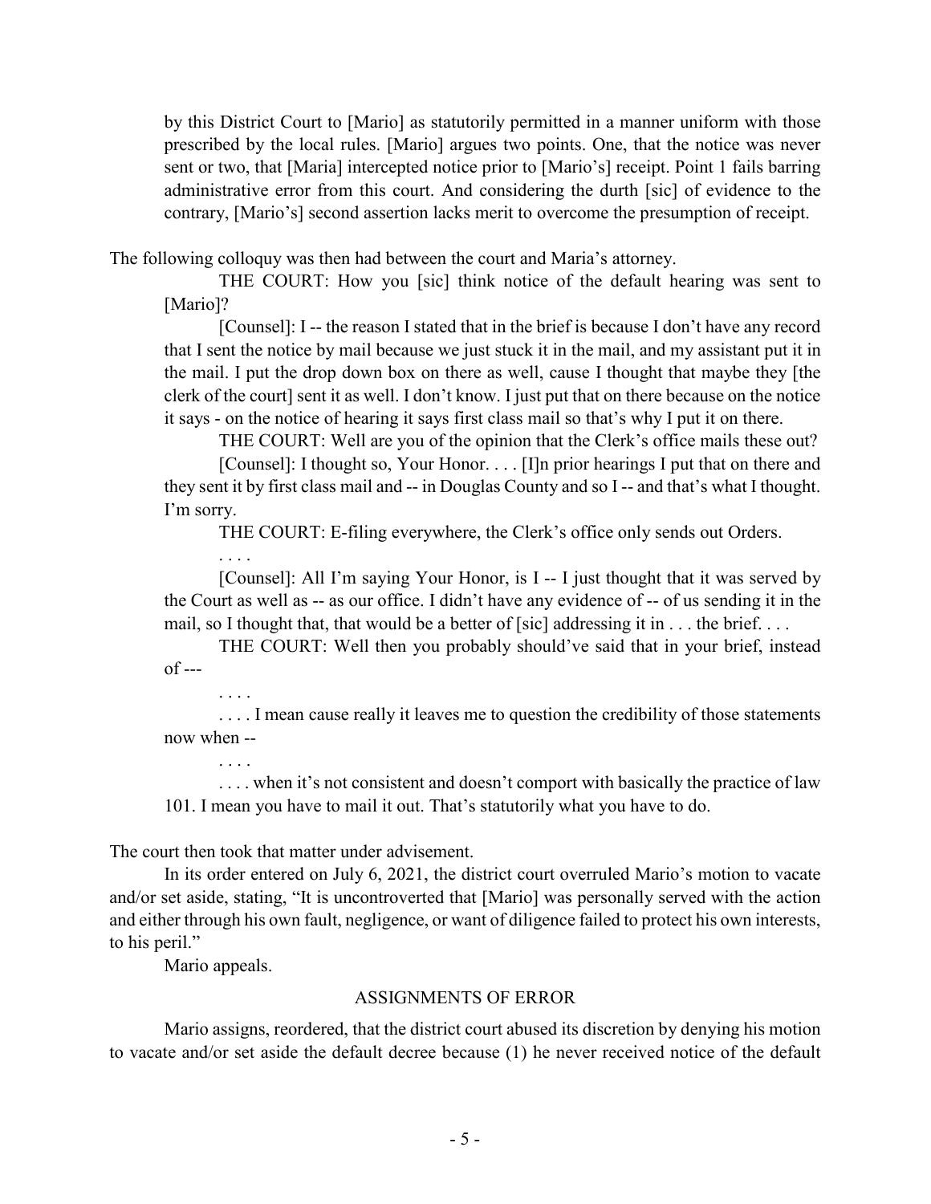by this District Court to [Mario] as statutorily permitted in a manner uniform with those prescribed by the local rules. [Mario] argues two points. One, that the notice was never sent or two, that [Maria] intercepted notice prior to [Mario's] receipt. Point 1 fails barring administrative error from this court. And considering the durth [sic] of evidence to the contrary, [Mario's] second assertion lacks merit to overcome the presumption of receipt.

The following colloquy was then had between the court and Maria's attorney.

> THE COURT: How you [sic] think notice of the default hearing was sent to [Mario]?
>
> [Counsel]: I -- the reason I stated that in the brief is because I don't have any record that I sent the notice by mail because we just stuck it in the mail, and my assistant put it in the mail. I put the drop down box on there as well, cause I thought that maybe they [the clerk of the court] sent it as well. I don't know. I just put that on there because on the notice it says - on the notice of hearing it says first class mail so that's why I put it on there.
>
> THE COURT: Well are you of the opinion that the Clerk's office mails these out?
>
> [Counsel]: I thought so, Your Honor. . . . [I]n prior hearings I put that on there and they sent it by first class mail and -- in Douglas County and so I -- and that's what I thought. I'm sorry.
>
> THE COURT: E-filing everywhere, the Clerk's office only sends out Orders.
>
> . . . .
>
> [Counsel]: All I'm saying Your Honor, is I -- I just thought that it was served by the Court as well as -- as our office. I didn't have any evidence of -- of us sending it in the mail, so I thought that, that would be a better of [sic] addressing it in . . . the brief. . . .
>
> THE COURT: Well then you probably should've said that in your brief, instead of ---
>
> . . . .
>
> . . . . I mean cause really it leaves me to question the credibility of those statements now when --
>
> . . . .
>
> . . . . when it's not consistent and doesn't comport with basically the practice of law 101. I mean you have to mail it out. That's statutorily what you have to do.

The court then took that matter under advisement.

In its order entered on July 6, 2021, the district court overruled Mario's motion to vacate and/or set aside, stating, "It is uncontroverted that [Mario] was personally served with the action and either through his own fault, negligence, or want of diligence failed to protect his own interests, to his peril."

Mario appeals.

## ASSIGNMENTS OF ERROR

Mario assigns, reordered, that the district court abused its discretion by denying his motion to vacate and/or set aside the default decree because (1) he never received notice of the default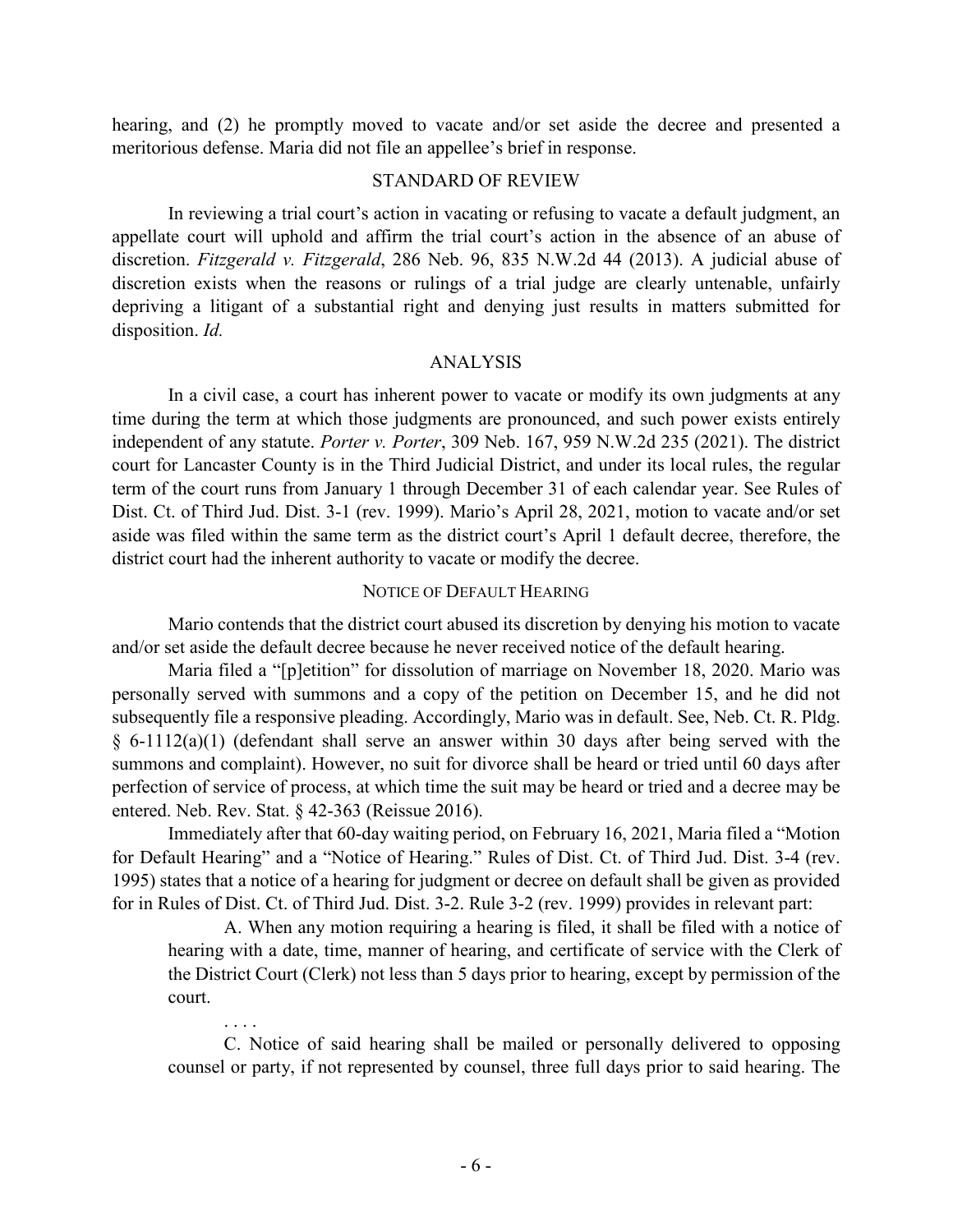hearing, and (2) he promptly moved to vacate and/or set aside the decree and presented a meritorious defense. Maria did not file an appellee's brief in response.

## STANDARD OF REVIEW

In reviewing a trial court's action in vacating or refusing to vacate a default judgment, an appellate court will uphold and affirm the trial court's action in the absence of an abuse of discretion. *Fitzgerald v. Fitzgerald*, 286 Neb. 96, 835 N.W.2d 44 (2013). A judicial abuse of discretion exists when the reasons or rulings of a trial judge are clearly untenable, unfairly depriving a litigant of a substantial right and denying just results in matters submitted for disposition. *Id.*

## ANALYSIS

In a civil case, a court has inherent power to vacate or modify its own judgments at any time during the term at which those judgments are pronounced, and such power exists entirely independent of any statute. *Porter v. Porter*, 309 Neb. 167, 959 N.W.2d 235 (2021). The district court for Lancaster County is in the Third Judicial District, and under its local rules, the regular term of the court runs from January 1 through December 31 of each calendar year. See Rules of Dist. Ct. of Third Jud. Dist. 3-1 (rev. 1999). Mario's April 28, 2021, motion to vacate and/or set aside was filed within the same term as the district court's April 1 default decree, therefore, the district court had the inherent authority to vacate or modify the decree.

### NOTICE OF DEFAULT HEARING

Mario contends that the district court abused its discretion by denying his motion to vacate and/or set aside the default decree because he never received notice of the default hearing.

Maria filed a "[p]etition" for dissolution of marriage on November 18, 2020. Mario was personally served with summons and a copy of the petition on December 15, and he did not subsequently file a responsive pleading. Accordingly, Mario was in default. See, Neb. Ct. R. Pldg. § 6-1112(a)(1) (defendant shall serve an answer within 30 days after being served with the summons and complaint). However, no suit for divorce shall be heard or tried until 60 days after perfection of service of process, at which time the suit may be heard or tried and a decree may be entered. Neb. Rev. Stat. § 42-363 (Reissue 2016).

Immediately after that 60-day waiting period, on February 16, 2021, Maria filed a "Motion for Default Hearing" and a "Notice of Hearing." Rules of Dist. Ct. of Third Jud. Dist. 3-4 (rev. 1995) states that a notice of a hearing for judgment or decree on default shall be given as provided for in Rules of Dist. Ct. of Third Jud. Dist. 3-2. Rule 3-2 (rev. 1999) provides in relevant part:

> A. When any motion requiring a hearing is filed, it shall be filed with a notice of hearing with a date, time, manner of hearing, and certificate of service with the Clerk of the District Court (Clerk) not less than 5 days prior to hearing, except by permission of the court.
>
> . . . .
>
> C. Notice of said hearing shall be mailed or personally delivered to opposing counsel or party, if not represented by counsel, three full days prior to said hearing. The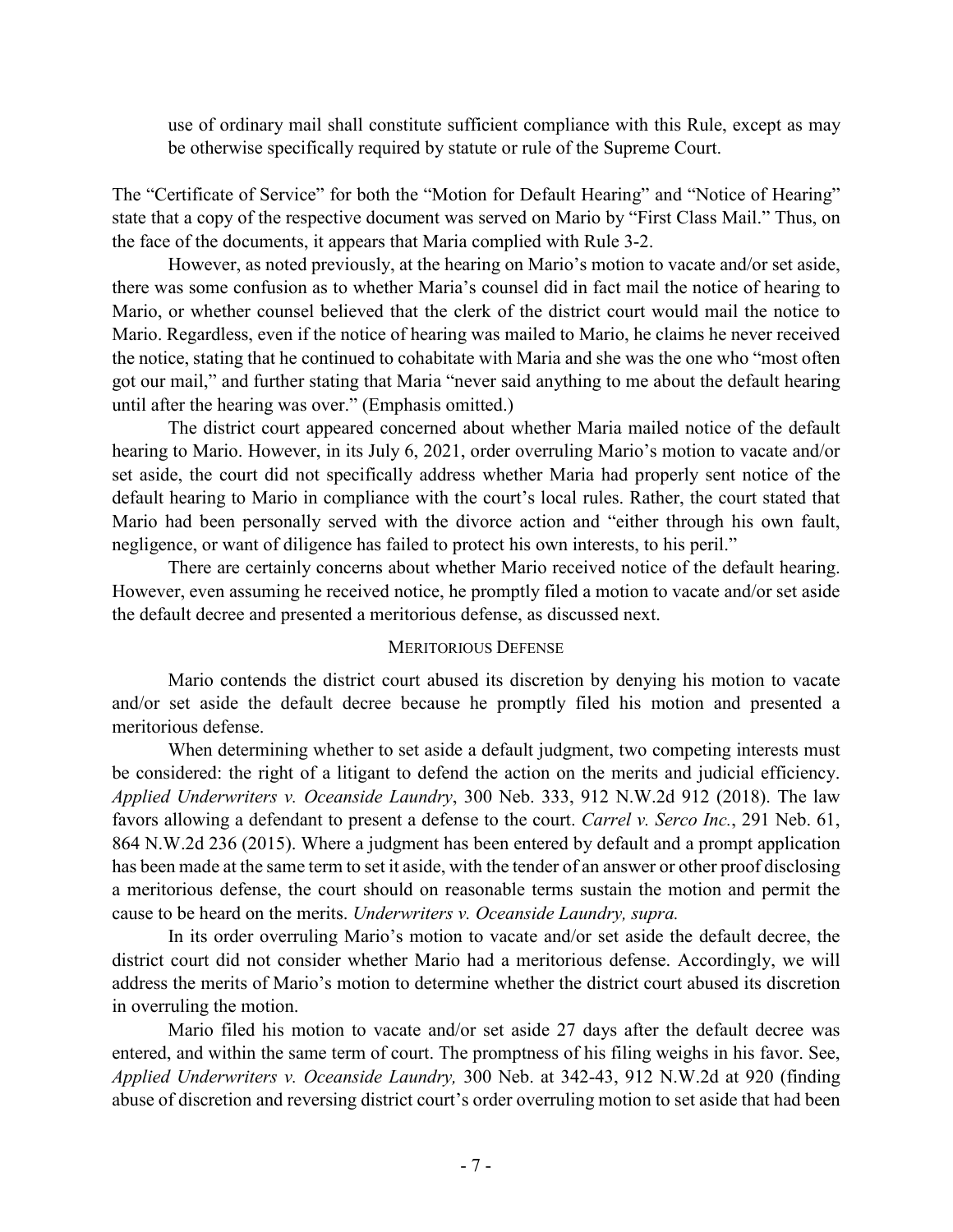use of ordinary mail shall constitute sufficient compliance with this Rule, except as may be otherwise specifically required by statute or rule of the Supreme Court.

The "Certificate of Service" for both the "Motion for Default Hearing" and "Notice of Hearing" state that a copy of the respective document was served on Mario by "First Class Mail." Thus, on the face of the documents, it appears that Maria complied with Rule 3-2.

However, as noted previously, at the hearing on Mario's motion to vacate and/or set aside, there was some confusion as to whether Maria's counsel did in fact mail the notice of hearing to Mario, or whether counsel believed that the clerk of the district court would mail the notice to Mario. Regardless, even if the notice of hearing was mailed to Mario, he claims he never received the notice, stating that he continued to cohabitate with Maria and she was the one who "most often got our mail," and further stating that Maria "never said anything to me about the default hearing until after the hearing was over." (Emphasis omitted.)

The district court appeared concerned about whether Maria mailed notice of the default hearing to Mario. However, in its July 6, 2021, order overruling Mario's motion to vacate and/or set aside, the court did not specifically address whether Maria had properly sent notice of the default hearing to Mario in compliance with the court's local rules. Rather, the court stated that Mario had been personally served with the divorce action and "either through his own fault, negligence, or want of diligence has failed to protect his own interests, to his peril."

There are certainly concerns about whether Mario received notice of the default hearing. However, even assuming he received notice, he promptly filed a motion to vacate and/or set aside the default decree and presented a meritorious defense, as discussed next.

### MERITORIOUS DEFENSE

Mario contends the district court abused its discretion by denying his motion to vacate and/or set aside the default decree because he promptly filed his motion and presented a meritorious defense.

When determining whether to set aside a default judgment, two competing interests must be considered: the right of a litigant to defend the action on the merits and judicial efficiency. *Applied Underwriters v. Oceanside Laundry*, 300 Neb. 333, 912 N.W.2d 912 (2018). The law favors allowing a defendant to present a defense to the court. *Carrel v. Serco Inc.*, 291 Neb. 61, 864 N.W.2d 236 (2015). Where a judgment has been entered by default and a prompt application has been made at the same term to set it aside, with the tender of an answer or other proof disclosing a meritorious defense, the court should on reasonable terms sustain the motion and permit the cause to be heard on the merits. *Underwriters v. Oceanside Laundry, supra.*

In its order overruling Mario's motion to vacate and/or set aside the default decree, the district court did not consider whether Mario had a meritorious defense. Accordingly, we will address the merits of Mario's motion to determine whether the district court abused its discretion in overruling the motion.

Mario filed his motion to vacate and/or set aside 27 days after the default decree was entered, and within the same term of court. The promptness of his filing weighs in his favor. See, *Applied Underwriters v. Oceanside Laundry,* 300 Neb. at 342-43, 912 N.W.2d at 920 (finding abuse of discretion and reversing district court's order overruling motion to set aside that had been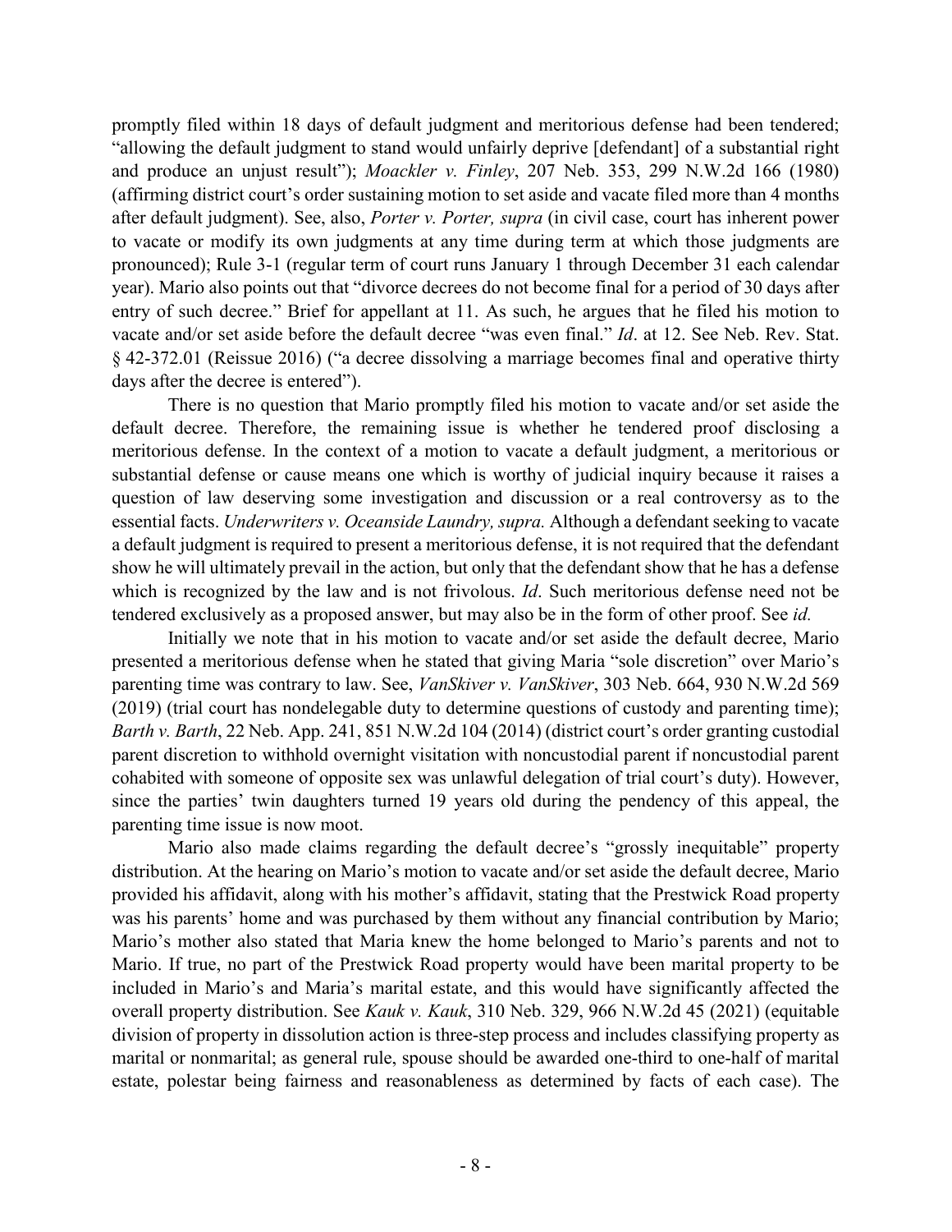promptly filed within 18 days of default judgment and meritorious defense had been tendered; "allowing the default judgment to stand would unfairly deprive [defendant] of a substantial right and produce an unjust result"); *Moackler v. Finley*, 207 Neb. 353, 299 N.W.2d 166 (1980) (affirming district court's order sustaining motion to set aside and vacate filed more than 4 months after default judgment). See, also, *Porter v. Porter, supra* (in civil case, court has inherent power to vacate or modify its own judgments at any time during term at which those judgments are pronounced); Rule 3-1 (regular term of court runs January 1 through December 31 each calendar year). Mario also points out that "divorce decrees do not become final for a period of 30 days after entry of such decree." Brief for appellant at 11. As such, he argues that he filed his motion to vacate and/or set aside before the default decree "was even final." *Id*. at 12. See Neb. Rev. Stat. § 42-372.01 (Reissue 2016) ("a decree dissolving a marriage becomes final and operative thirty days after the decree is entered").

There is no question that Mario promptly filed his motion to vacate and/or set aside the default decree. Therefore, the remaining issue is whether he tendered proof disclosing a meritorious defense. In the context of a motion to vacate a default judgment, a meritorious or substantial defense or cause means one which is worthy of judicial inquiry because it raises a question of law deserving some investigation and discussion or a real controversy as to the essential facts. *Underwriters v. Oceanside Laundry, supra.* Although a defendant seeking to vacate a default judgment is required to present a meritorious defense, it is not required that the defendant show he will ultimately prevail in the action, but only that the defendant show that he has a defense which is recognized by the law and is not frivolous. *Id*. Such meritorious defense need not be tendered exclusively as a proposed answer, but may also be in the form of other proof. See *id.*

Initially we note that in his motion to vacate and/or set aside the default decree, Mario presented a meritorious defense when he stated that giving Maria "sole discretion" over Mario's parenting time was contrary to law. See, *VanSkiver v. VanSkiver*, 303 Neb. 664, 930 N.W.2d 569 (2019) (trial court has nondelegable duty to determine questions of custody and parenting time); *Barth v. Barth*, 22 Neb. App. 241, 851 N.W.2d 104 (2014) (district court's order granting custodial parent discretion to withhold overnight visitation with noncustodial parent if noncustodial parent cohabited with someone of opposite sex was unlawful delegation of trial court's duty). However, since the parties' twin daughters turned 19 years old during the pendency of this appeal, the parenting time issue is now moot.

Mario also made claims regarding the default decree's "grossly inequitable" property distribution. At the hearing on Mario's motion to vacate and/or set aside the default decree, Mario provided his affidavit, along with his mother's affidavit, stating that the Prestwick Road property was his parents' home and was purchased by them without any financial contribution by Mario; Mario's mother also stated that Maria knew the home belonged to Mario's parents and not to Mario. If true, no part of the Prestwick Road property would have been marital property to be included in Mario's and Maria's marital estate, and this would have significantly affected the overall property distribution. See *Kauk v. Kauk*, 310 Neb. 329, 966 N.W.2d 45 (2021) (equitable division of property in dissolution action is three-step process and includes classifying property as marital or nonmarital; as general rule, spouse should be awarded one-third to one-half of marital estate, polestar being fairness and reasonableness as determined by facts of each case). The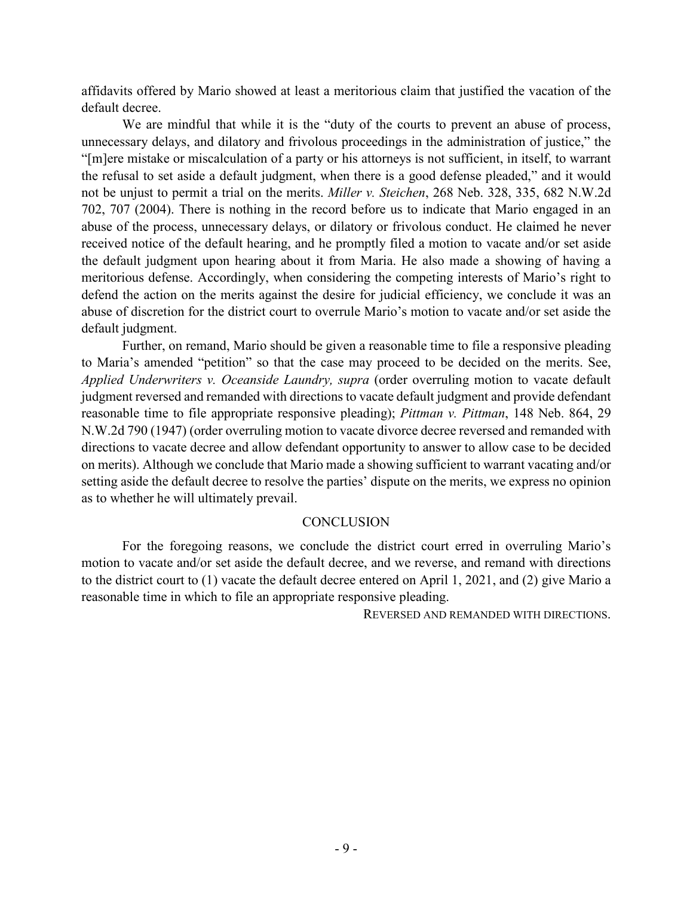affidavits offered by Mario showed at least a meritorious claim that justified the vacation of the default decree.

We are mindful that while it is the "duty of the courts to prevent an abuse of process, unnecessary delays, and dilatory and frivolous proceedings in the administration of justice," the "[m]ere mistake or miscalculation of a party or his attorneys is not sufficient, in itself, to warrant the refusal to set aside a default judgment, when there is a good defense pleaded," and it would not be unjust to permit a trial on the merits. *Miller v. Steichen*, 268 Neb. 328, 335, 682 N.W.2d 702, 707 (2004). There is nothing in the record before us to indicate that Mario engaged in an abuse of the process, unnecessary delays, or dilatory or frivolous conduct. He claimed he never received notice of the default hearing, and he promptly filed a motion to vacate and/or set aside the default judgment upon hearing about it from Maria. He also made a showing of having a meritorious defense. Accordingly, when considering the competing interests of Mario's right to defend the action on the merits against the desire for judicial efficiency, we conclude it was an abuse of discretion for the district court to overrule Mario's motion to vacate and/or set aside the default judgment.

Further, on remand, Mario should be given a reasonable time to file a responsive pleading to Maria's amended "petition" so that the case may proceed to be decided on the merits. See, *Applied Underwriters v. Oceanside Laundry, supra* (order overruling motion to vacate default judgment reversed and remanded with directions to vacate default judgment and provide defendant reasonable time to file appropriate responsive pleading); *Pittman v. Pittman*, 148 Neb. 864, 29 N.W.2d 790 (1947) (order overruling motion to vacate divorce decree reversed and remanded with directions to vacate decree and allow defendant opportunity to answer to allow case to be decided on merits). Although we conclude that Mario made a showing sufficient to warrant vacating and/or setting aside the default decree to resolve the parties' dispute on the merits, we express no opinion as to whether he will ultimately prevail.

## CONCLUSION

For the foregoing reasons, we conclude the district court erred in overruling Mario's motion to vacate and/or set aside the default decree, and we reverse, and remand with directions to the district court to (1) vacate the default decree entered on April 1, 2021, and (2) give Mario a reasonable time in which to file an appropriate responsive pleading.

REVERSED AND REMANDED WITH DIRECTIONS.